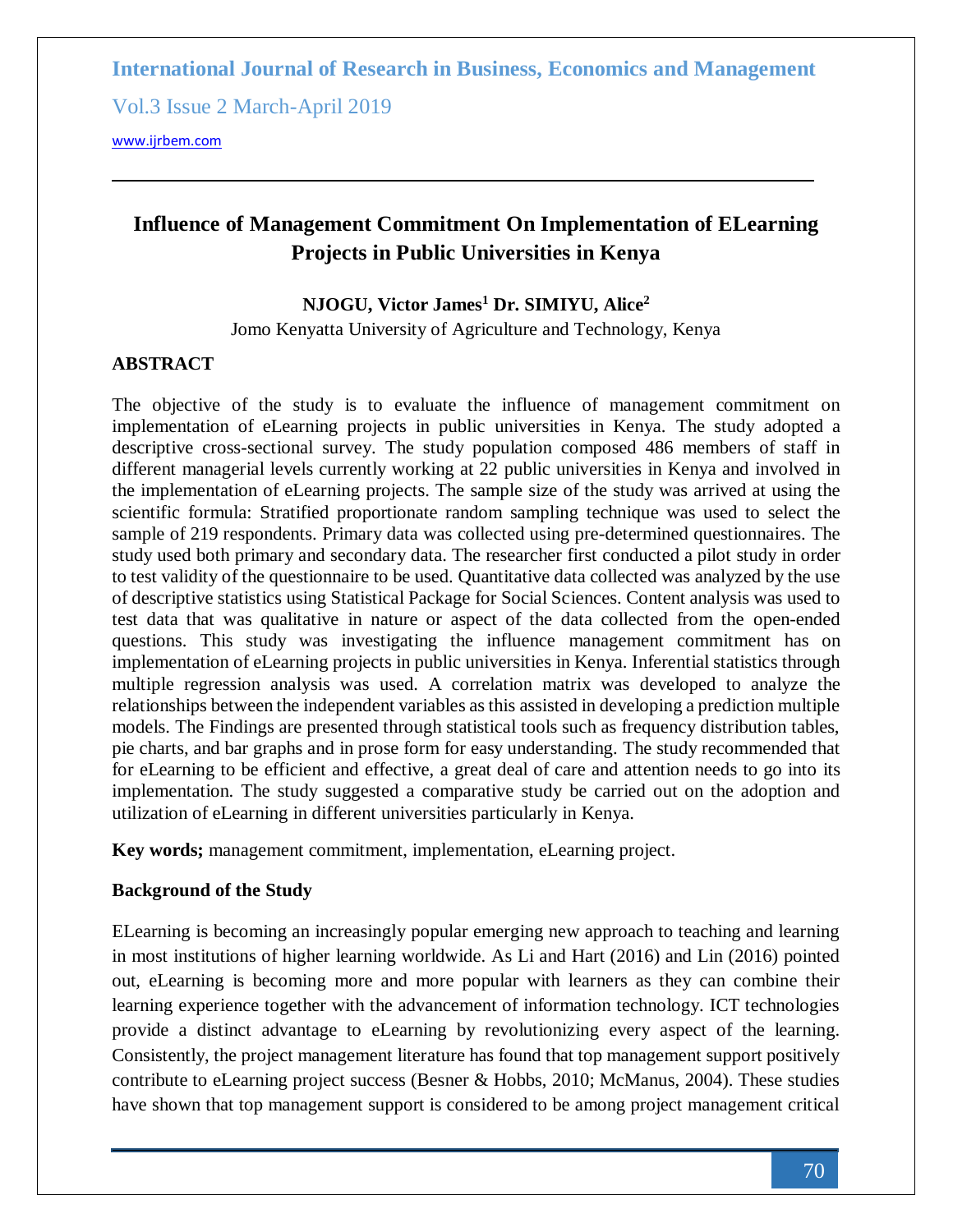# Influence of Management Commitment On Implementation of ELearning Projects in Public Universities in Kenya

**NJOGU, Victor James[1] Dr. SIMIYU, Alice[2]**

Jomo Kenyatta University of Agriculture and Technology, Kenya

## ABSTRACT

The objective of the study is to evaluate the influence of management commitment on implementation of eLearning projects in public universities in Kenya. The study adopted a descriptive cross-sectional survey. The study population composed 486 members of staff in different managerial levels currently working at 22 public universities in Kenya and involved in the implementation of eLearning projects. The sample size of the study was arrived at using the scientific formula: Stratified proportionate random sampling technique was used to select the sample of 219 respondents. Primary data was collected using pre-determined questionnaires. The study used both primary and secondary data. The researcher first conducted a pilot study in order to test validity of the questionnaire to be used. Quantitative data collected was analyzed by the use of descriptive statistics using Statistical Package for Social Sciences. Content analysis was used to test data that was qualitative in nature or aspect of the data collected from the open-ended questions. This study was investigating the influence management commitment has on implementation of eLearning projects in public universities in Kenya. Inferential statistics through multiple regression analysis was used. A correlation matrix was developed to analyze the relationships between the independent variables as this assisted in developing a prediction multiple models. The Findings are presented through statistical tools such as frequency distribution tables, pie charts, and bar graphs and in prose form for easy understanding. The study recommended that for eLearning to be efficient and effective, a great deal of care and attention needs to go into its implementation. The study suggested a comparative study be carried out on the adoption and utilization of eLearning in different universities particularly in Kenya.

**Key words;** management commitment, implementation, eLearning project.

## Background of the Study

ELearning is becoming an increasingly popular emerging new approach to teaching and learning in most institutions of higher learning worldwide. As Li and Hart (2016) and Lin (2016) pointed out, eLearning is becoming more and more popular with learners as they can combine their learning experience together with the advancement of information technology. ICT technologies provide a distinct advantage to eLearning by revolutionizing every aspect of the learning. Consistently, the project management literature has found that top management support positively contribute to eLearning project success (Besner & Hobbs, 2010; McManus, 2004). These studies have shown that top management support is considered to be among project management critical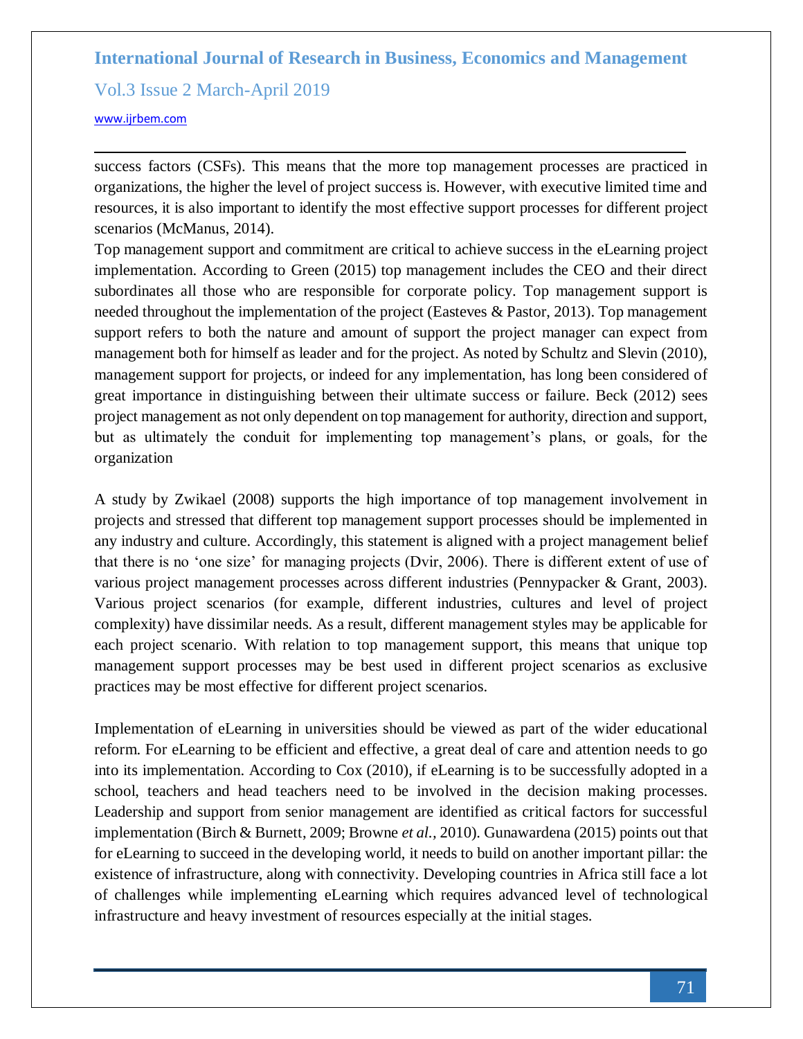success factors (CSFs). This means that the more top management processes are practiced in organizations, the higher the level of project success is. However, with executive limited time and resources, it is also important to identify the most effective support processes for different project scenarios (McManus, 2014).

Top management support and commitment are critical to achieve success in the eLearning project implementation. According to Green (2015) top management includes the CEO and their direct subordinates all those who are responsible for corporate policy. Top management support is needed throughout the implementation of the project (Easteves & Pastor, 2013). Top management support refers to both the nature and amount of support the project manager can expect from management both for himself as leader and for the project. As noted by Schultz and Slevin (2010), management support for projects, or indeed for any implementation, has long been considered of great importance in distinguishing between their ultimate success or failure. Beck (2012) sees project management as not only dependent on top management for authority, direction and support, but as ultimately the conduit for implementing top management's plans, or goals, for the organization

A study by Zwikael (2008) supports the high importance of top management involvement in projects and stressed that different top management support processes should be implemented in any industry and culture. Accordingly, this statement is aligned with a project management belief that there is no 'one size' for managing projects (Dvir, 2006). There is different extent of use of various project management processes across different industries (Pennypacker & Grant, 2003). Various project scenarios (for example, different industries, cultures and level of project complexity) have dissimilar needs. As a result, different management styles may be applicable for each project scenario. With relation to top management support, this means that unique top management support processes may be best used in different project scenarios as exclusive practices may be most effective for different project scenarios.

Implementation of eLearning in universities should be viewed as part of the wider educational reform. For eLearning to be efficient and effective, a great deal of care and attention needs to go into its implementation. According to Cox (2010), if eLearning is to be successfully adopted in a school, teachers and head teachers need to be involved in the decision making processes. Leadership and support from senior management are identified as critical factors for successful implementation (Birch & Burnett, 2009; Browne *et al.*, 2010). Gunawardena (2015) points out that for eLearning to succeed in the developing world, it needs to build on another important pillar: the existence of infrastructure, along with connectivity. Developing countries in Africa still face a lot of challenges while implementing eLearning which requires advanced level of technological infrastructure and heavy investment of resources especially at the initial stages.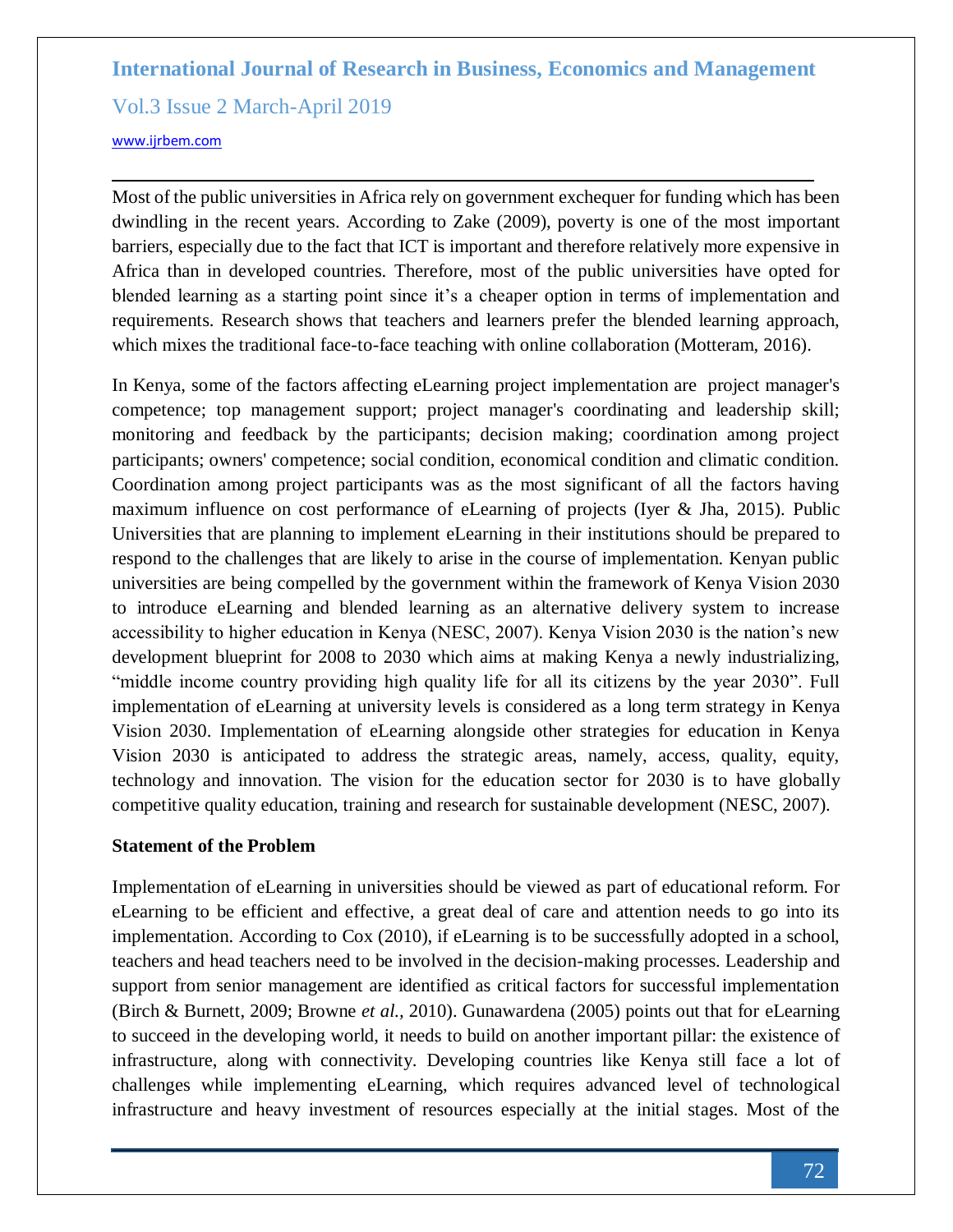Most of the public universities in Africa rely on government exchequer for funding which has been dwindling in the recent years. According to Zake (2009), poverty is one of the most important barriers, especially due to the fact that ICT is important and therefore relatively more expensive in Africa than in developed countries. Therefore, most of the public universities have opted for blended learning as a starting point since it's a cheaper option in terms of implementation and requirements. Research shows that teachers and learners prefer the blended learning approach, which mixes the traditional face-to-face teaching with online collaboration (Motteram, 2016).

In Kenya, some of the factors affecting eLearning project implementation are project manager's competence; top management support; project manager's coordinating and leadership skill; monitoring and feedback by the participants; decision making; coordination among project participants; owners' competence; social condition, economical condition and climatic condition. Coordination among project participants was as the most significant of all the factors having maximum influence on cost performance of eLearning of projects (Iyer & Jha, 2015). Public Universities that are planning to implement eLearning in their institutions should be prepared to respond to the challenges that are likely to arise in the course of implementation. Kenyan public universities are being compelled by the government within the framework of Kenya Vision 2030 to introduce eLearning and blended learning as an alternative delivery system to increase accessibility to higher education in Kenya (NESC, 2007). Kenya Vision 2030 is the nation's new development blueprint for 2008 to 2030 which aims at making Kenya a newly industrializing, "middle income country providing high quality life for all its citizens by the year 2030". Full implementation of eLearning at university levels is considered as a long term strategy in Kenya Vision 2030. Implementation of eLearning alongside other strategies for education in Kenya Vision 2030 is anticipated to address the strategic areas, namely, access, quality, equity, technology and innovation. The vision for the education sector for 2030 is to have globally competitive quality education, training and research for sustainable development (NESC, 2007).

**Statement of the Problem**

Implementation of eLearning in universities should be viewed as part of educational reform. For eLearning to be efficient and effective, a great deal of care and attention needs to go into its implementation. According to Cox (2010), if eLearning is to be successfully adopted in a school, teachers and head teachers need to be involved in the decision-making processes. Leadership and support from senior management are identified as critical factors for successful implementation (Birch & Burnett, 2009; Browne *et al.*, 2010). Gunawardena (2005) points out that for eLearning to succeed in the developing world, it needs to build on another important pillar: the existence of infrastructure, along with connectivity. Developing countries like Kenya still face a lot of challenges while implementing eLearning, which requires advanced level of technological infrastructure and heavy investment of resources especially at the initial stages. Most of the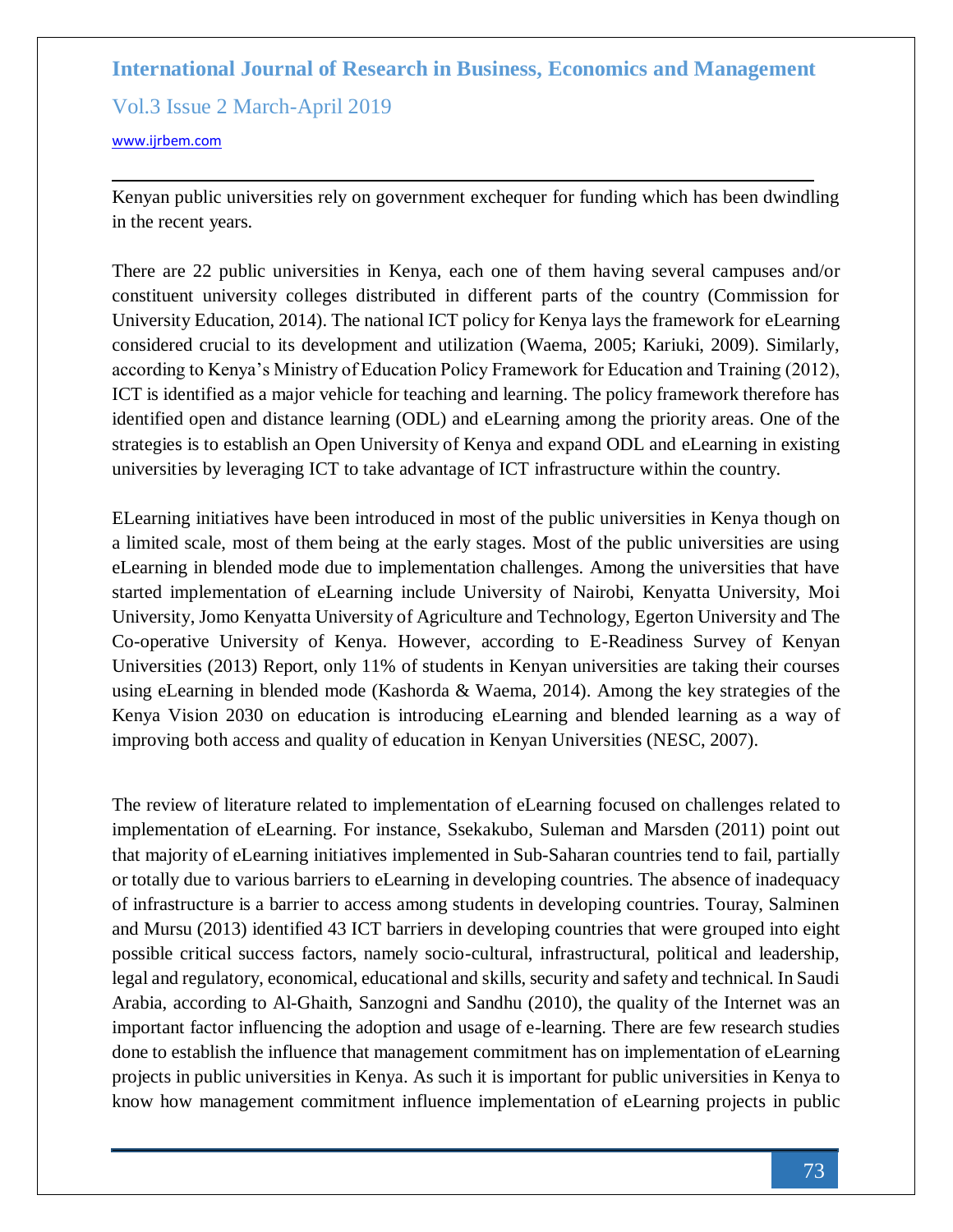Kenyan public universities rely on government exchequer for funding which has been dwindling in the recent years.

There are 22 public universities in Kenya, each one of them having several campuses and/or constituent university colleges distributed in different parts of the country (Commission for University Education, 2014). The national ICT policy for Kenya lays the framework for eLearning considered crucial to its development and utilization (Waema, 2005; Kariuki, 2009). Similarly, according to Kenya's Ministry of Education Policy Framework for Education and Training (2012), ICT is identified as a major vehicle for teaching and learning. The policy framework therefore has identified open and distance learning (ODL) and eLearning among the priority areas. One of the strategies is to establish an Open University of Kenya and expand ODL and eLearning in existing universities by leveraging ICT to take advantage of ICT infrastructure within the country.

ELearning initiatives have been introduced in most of the public universities in Kenya though on a limited scale, most of them being at the early stages. Most of the public universities are using eLearning in blended mode due to implementation challenges. Among the universities that have started implementation of eLearning include University of Nairobi, Kenyatta University, Moi University, Jomo Kenyatta University of Agriculture and Technology, Egerton University and The Co-operative University of Kenya. However, according to E-Readiness Survey of Kenyan Universities (2013) Report, only 11% of students in Kenyan universities are taking their courses using eLearning in blended mode (Kashorda & Waema, 2014). Among the key strategies of the Kenya Vision 2030 on education is introducing eLearning and blended learning as a way of improving both access and quality of education in Kenyan Universities (NESC, 2007).

The review of literature related to implementation of eLearning focused on challenges related to implementation of eLearning. For instance, Ssekakubo, Suleman and Marsden (2011) point out that majority of eLearning initiatives implemented in Sub-Saharan countries tend to fail, partially or totally due to various barriers to eLearning in developing countries. The absence of inadequacy of infrastructure is a barrier to access among students in developing countries. Touray, Salminen and Mursu (2013) identified 43 ICT barriers in developing countries that were grouped into eight possible critical success factors, namely socio-cultural, infrastructural, political and leadership, legal and regulatory, economical, educational and skills, security and safety and technical. In Saudi Arabia, according to Al-Ghaith, Sanzogni and Sandhu (2010), the quality of the Internet was an important factor influencing the adoption and usage of e-learning. There are few research studies done to establish the influence that management commitment has on implementation of eLearning projects in public universities in Kenya. As such it is important for public universities in Kenya to know how management commitment influence implementation of eLearning projects in public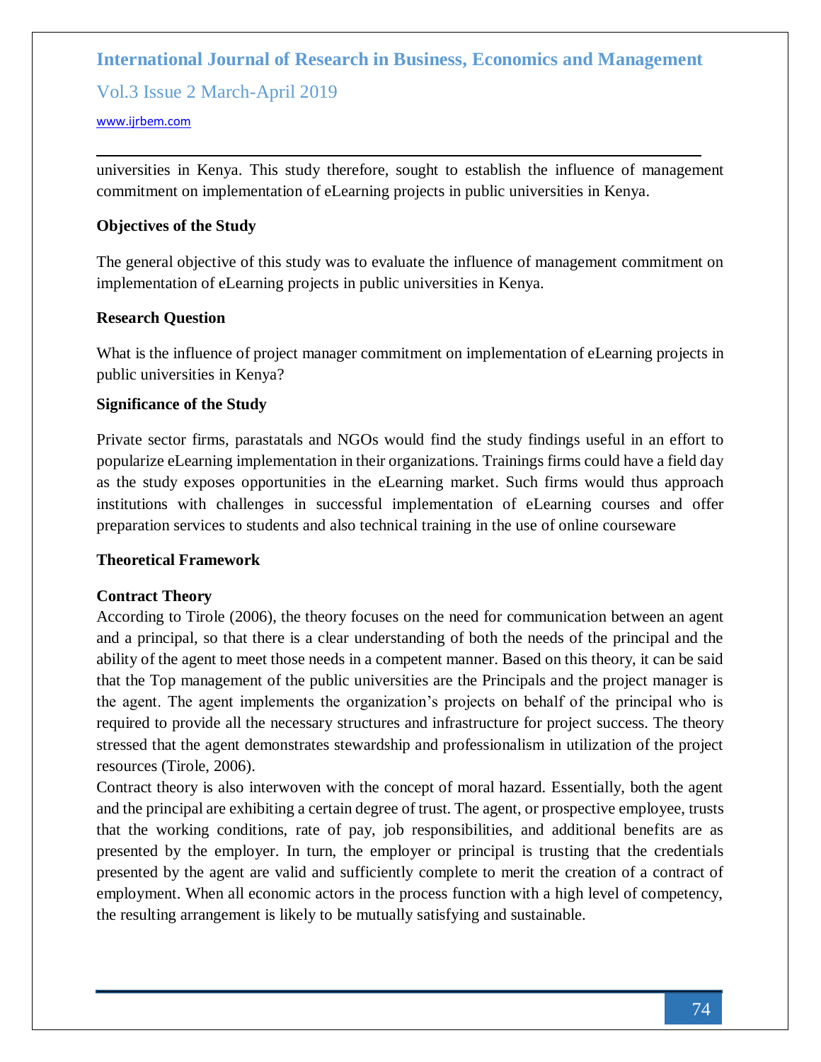universities in Kenya. This study therefore, sought to establish the influence of management commitment on implementation of eLearning projects in public universities in Kenya.

## Objectives of the Study

The general objective of this study was to evaluate the influence of management commitment on implementation of eLearning projects in public universities in Kenya.

## Research Question

What is the influence of project manager commitment on implementation of eLearning projects in public universities in Kenya?

## Significance of the Study

Private sector firms, parastatals and NGOs would find the study findings useful in an effort to popularize eLearning implementation in their organizations. Trainings firms could have a field day as the study exposes opportunities in the eLearning market. Such firms would thus approach institutions with challenges in successful implementation of eLearning courses and offer preparation services to students and also technical training in the use of online courseware

## Theoretical Framework

### Contract Theory

According to Tirole (2006), the theory focuses on the need for communication between an agent and a principal, so that there is a clear understanding of both the needs of the principal and the ability of the agent to meet those needs in a competent manner. Based on this theory, it can be said that the Top management of the public universities are the Principals and the project manager is the agent. The agent implements the organization's projects on behalf of the principal who is required to provide all the necessary structures and infrastructure for project success. The theory stressed that the agent demonstrates stewardship and professionalism in utilization of the project resources (Tirole, 2006).

Contract theory is also interwoven with the concept of moral hazard. Essentially, both the agent and the principal are exhibiting a certain degree of trust. The agent, or prospective employee, trusts that the working conditions, rate of pay, job responsibilities, and additional benefits are as presented by the employer. In turn, the employer or principal is trusting that the credentials presented by the agent are valid and sufficiently complete to merit the creation of a contract of employment. When all economic actors in the process function with a high level of competency, the resulting arrangement is likely to be mutually satisfying and sustainable.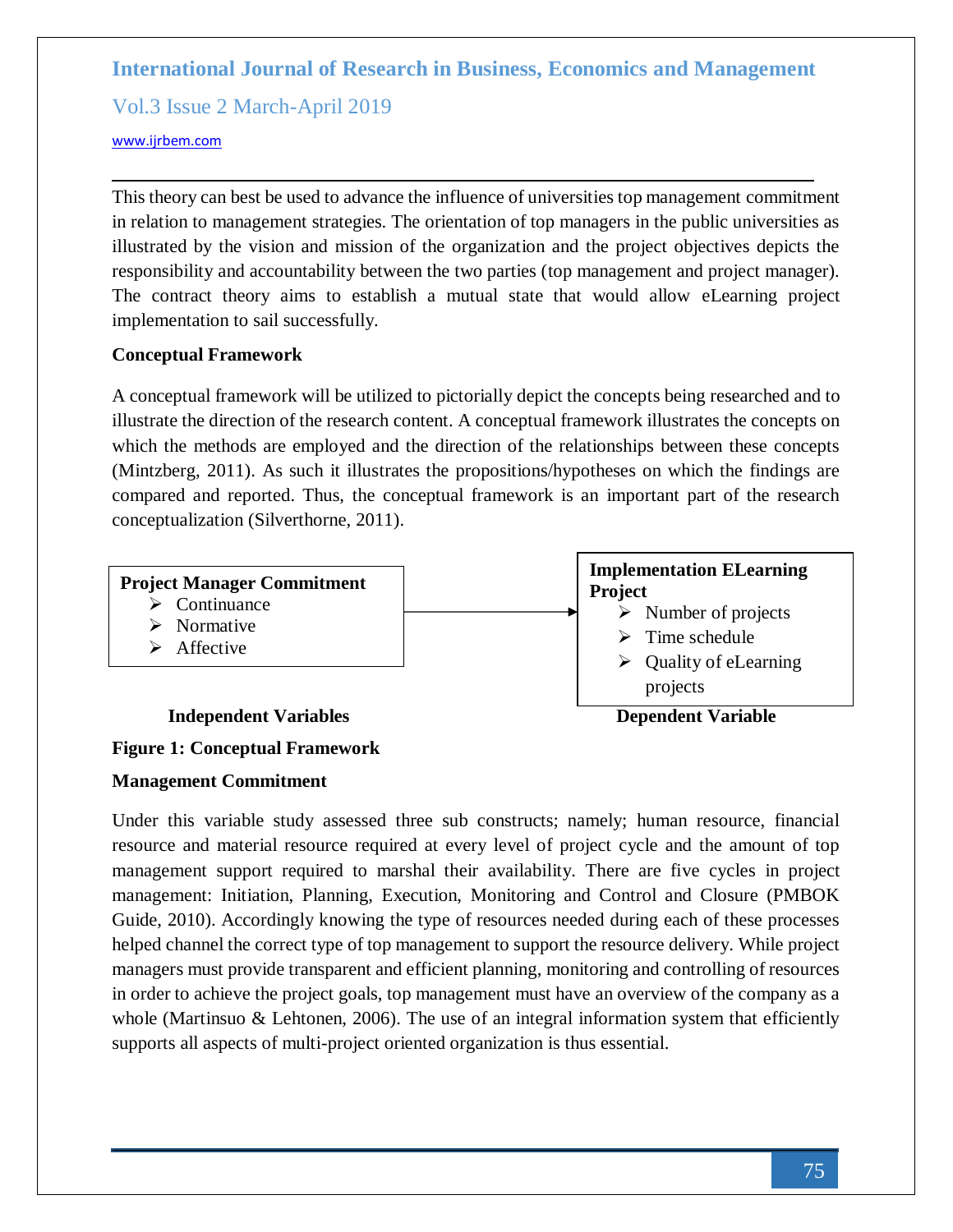This theory can best be used to advance the influence of universities top management commitment in relation to management strategies. The orientation of top managers in the public universities as illustrated by the vision and mission of the organization and the project objectives depicts the responsibility and accountability between the two parties (top management and project manager). The contract theory aims to establish a mutual state that would allow eLearning project implementation to sail successfully.

**Conceptual Framework**

A conceptual framework will be utilized to pictorially depict the concepts being researched and to illustrate the direction of the research content. A conceptual framework illustrates the concepts on which the methods are employed and the direction of the relationships between these concepts (Mintzberg, 2011). As such it illustrates the propositions/hypotheses on which the findings are compared and reported. Thus, the conceptual framework is an important part of the research conceptualization (Silverthorne, 2011).

**Project Manager Commitment**
- Continuance
- Normative
- Affective

→

**Implementation ELearning Project**
- Number of projects
- Time schedule
- Quality of eLearning projects

**Independent Variables** — **Dependent Variable**

**Figure 1: Conceptual Framework**

**Management Commitment**

Under this variable study assessed three sub constructs; namely; human resource, financial resource and material resource required at every level of project cycle and the amount of top management support required to marshal their availability. There are five cycles in project management: Initiation, Planning, Execution, Monitoring and Control and Closure (PMBOK Guide, 2010). Accordingly knowing the type of resources needed during each of these processes helped channel the correct type of top management to support the resource delivery. While project managers must provide transparent and efficient planning, monitoring and controlling of resources in order to achieve the project goals, top management must have an overview of the company as a whole (Martinsuo & Lehtonen, 2006). The use of an integral information system that efficiently supports all aspects of multi-project oriented organization is thus essential.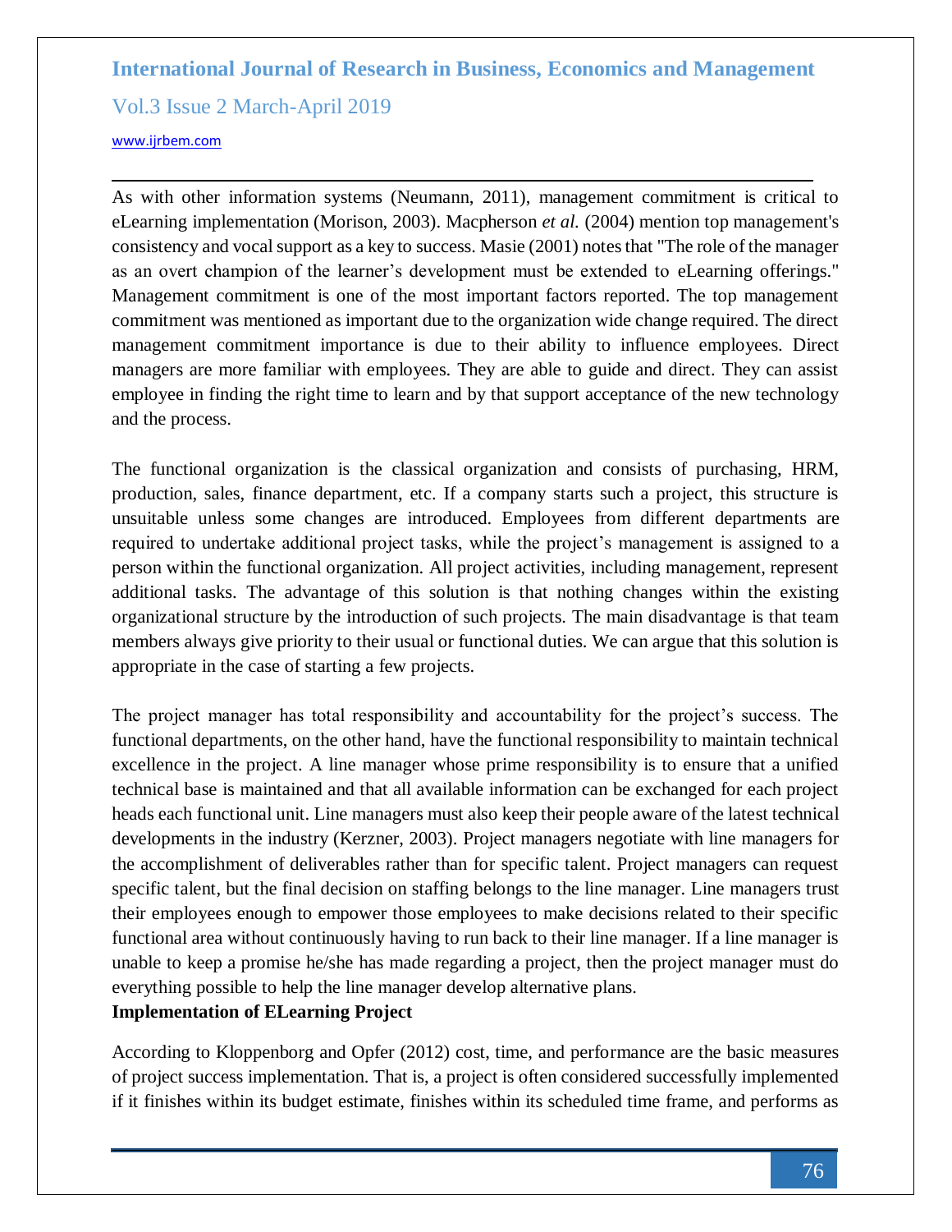As with other information systems (Neumann, 2011), management commitment is critical to eLearning implementation (Morison, 2003). Macpherson *et al.* (2004) mention top management's consistency and vocal support as a key to success. Masie (2001) notes that "The role of the manager as an overt champion of the learner's development must be extended to eLearning offerings." Management commitment is one of the most important factors reported. The top management commitment was mentioned as important due to the organization wide change required. The direct management commitment importance is due to their ability to influence employees. Direct managers are more familiar with employees. They are able to guide and direct. They can assist employee in finding the right time to learn and by that support acceptance of the new technology and the process.

The functional organization is the classical organization and consists of purchasing, HRM, production, sales, finance department, etc. If a company starts such a project, this structure is unsuitable unless some changes are introduced. Employees from different departments are required to undertake additional project tasks, while the project's management is assigned to a person within the functional organization. All project activities, including management, represent additional tasks. The advantage of this solution is that nothing changes within the existing organizational structure by the introduction of such projects. The main disadvantage is that team members always give priority to their usual or functional duties. We can argue that this solution is appropriate in the case of starting a few projects.

The project manager has total responsibility and accountability for the project's success. The functional departments, on the other hand, have the functional responsibility to maintain technical excellence in the project. A line manager whose prime responsibility is to ensure that a unified technical base is maintained and that all available information can be exchanged for each project heads each functional unit. Line managers must also keep their people aware of the latest technical developments in the industry (Kerzner, 2003). Project managers negotiate with line managers for the accomplishment of deliverables rather than for specific talent. Project managers can request specific talent, but the final decision on staffing belongs to the line manager. Line managers trust their employees enough to empower those employees to make decisions related to their specific functional area without continuously having to run back to their line manager. If a line manager is unable to keep a promise he/she has made regarding a project, then the project manager must do everything possible to help the line manager develop alternative plans.

**Implementation of ELearning Project**

According to Kloppenborg and Opfer (2012) cost, time, and performance are the basic measures of project success implementation. That is, a project is often considered successfully implemented if it finishes within its budget estimate, finishes within its scheduled time frame, and performs as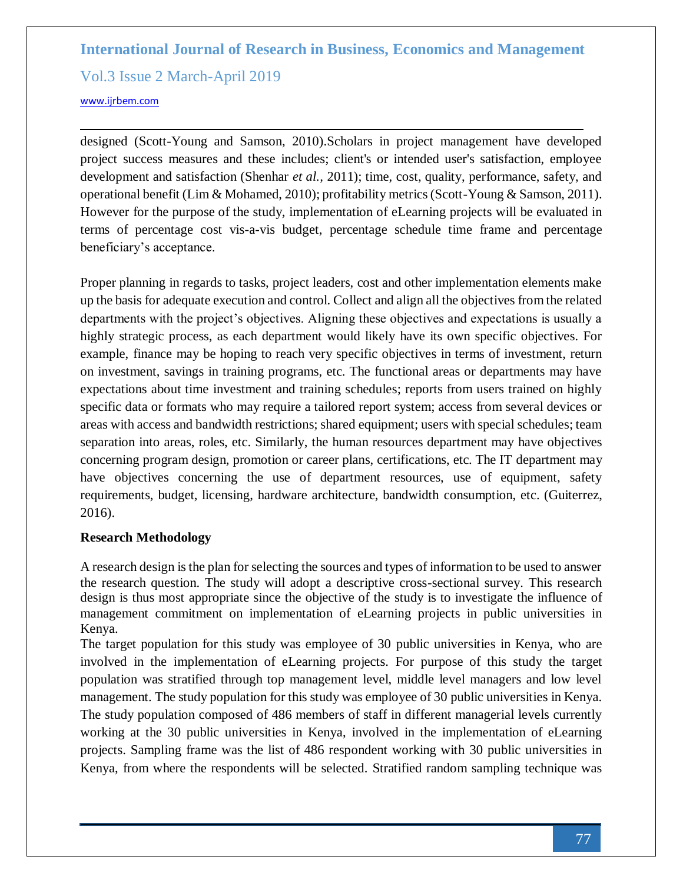designed (Scott-Young and Samson, 2010).Scholars in project management have developed project success measures and these includes; client's or intended user's satisfaction, employee development and satisfaction (Shenhar *et al.,* 2011); time, cost, quality, performance, safety, and operational benefit (Lim & Mohamed, 2010); profitability metrics (Scott-Young & Samson, 2011). However for the purpose of the study, implementation of eLearning projects will be evaluated in terms of percentage cost vis-a-vis budget, percentage schedule time frame and percentage beneficiary's acceptance.

Proper planning in regards to tasks, project leaders, cost and other implementation elements make up the basis for adequate execution and control. Collect and align all the objectives from the related departments with the project's objectives. Aligning these objectives and expectations is usually a highly strategic process, as each department would likely have its own specific objectives. For example, finance may be hoping to reach very specific objectives in terms of investment, return on investment, savings in training programs, etc. The functional areas or departments may have expectations about time investment and training schedules; reports from users trained on highly specific data or formats who may require a tailored report system; access from several devices or areas with access and bandwidth restrictions; shared equipment; users with special schedules; team separation into areas, roles, etc. Similarly, the human resources department may have objectives concerning program design, promotion or career plans, certifications, etc. The IT department may have objectives concerning the use of department resources, use of equipment, safety requirements, budget, licensing, hardware architecture, bandwidth consumption, etc. (Guiterrez, 2016).

**Research Methodology**

A research design is the plan for selecting the sources and types of information to be used to answer the research question. The study will adopt a descriptive cross-sectional survey. This research design is thus most appropriate since the objective of the study is to investigate the influence of management commitment on implementation of eLearning projects in public universities in Kenya.

The target population for this study was employee of 30 public universities in Kenya, who are involved in the implementation of eLearning projects. For purpose of this study the target population was stratified through top management level, middle level managers and low level management. The study population for this study was employee of 30 public universities in Kenya. The study population composed of 486 members of staff in different managerial levels currently working at the 30 public universities in Kenya, involved in the implementation of eLearning projects. Sampling frame was the list of 486 respondent working with 30 public universities in Kenya, from where the respondents will be selected. Stratified random sampling technique was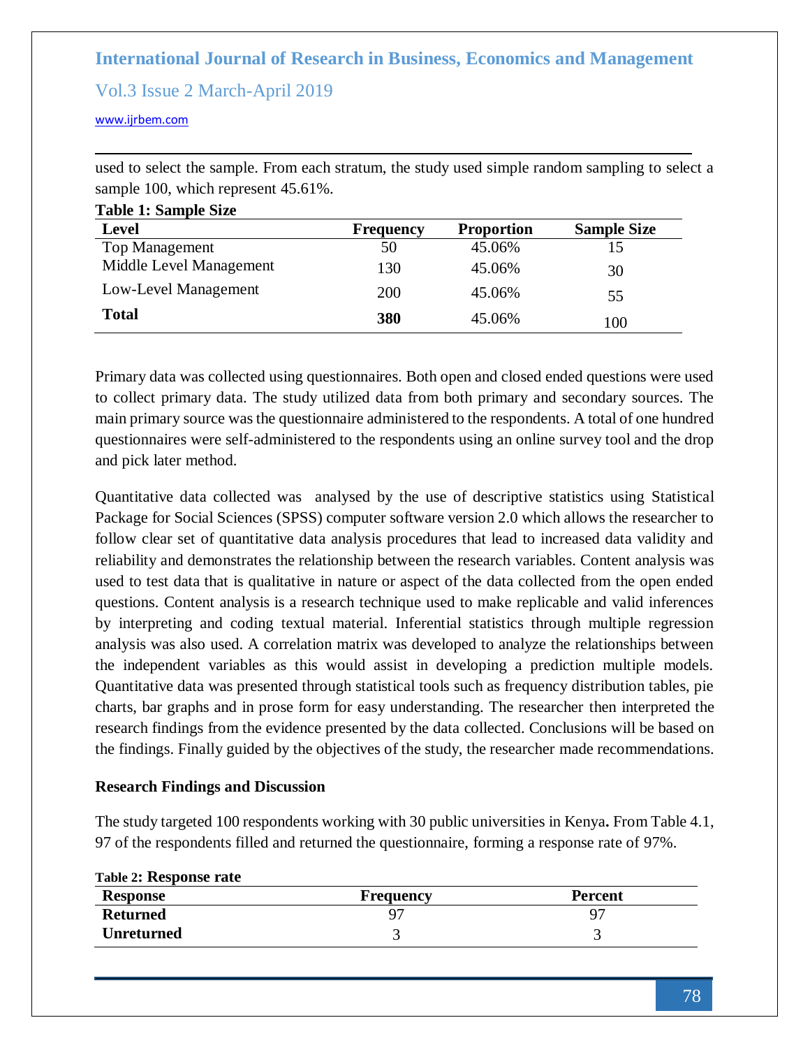used to select the sample. From each stratum, the study used simple random sampling to select a sample 100, which represent 45.61%.

**Table 1: Sample Size**

| Level | Frequency | Proportion | Sample Size |
|---|---|---|---|
| Top Management | 50 | 45.06% | 15 |
| Middle Level Management | 130 | 45.06% | 30 |
| Low-Level Management | 200 | 45.06% | 55 |
| **Total** | **380** | 45.06% | 100 |

Primary data was collected using questionnaires. Both open and closed ended questions were used to collect primary data. The study utilized data from both primary and secondary sources. The main primary source was the questionnaire administered to the respondents. A total of one hundred questionnaires were self-administered to the respondents using an online survey tool and the drop and pick later method.

Quantitative data collected was analysed by the use of descriptive statistics using Statistical Package for Social Sciences (SPSS) computer software version 2.0 which allows the researcher to follow clear set of quantitative data analysis procedures that lead to increased data validity and reliability and demonstrates the relationship between the research variables. Content analysis was used to test data that is qualitative in nature or aspect of the data collected from the open ended questions. Content analysis is a research technique used to make replicable and valid inferences by interpreting and coding textual material. Inferential statistics through multiple regression analysis was also used. A correlation matrix was developed to analyze the relationships between the independent variables as this would assist in developing a prediction multiple models. Quantitative data was presented through statistical tools such as frequency distribution tables, pie charts, bar graphs and in prose form for easy understanding. The researcher then interpreted the research findings from the evidence presented by the data collected. Conclusions will be based on the findings. Finally guided by the objectives of the study, the researcher made recommendations.

## Research Findings and Discussion

The study targeted 100 respondents working with 30 public universities in Kenya**.** From Table 4.1, 97 of the respondents filled and returned the questionnaire, forming a response rate of 97%.

**Table 2: Response rate**

| Response | Frequency | Percent |
|---|---|---|
| **Returned** | 97 | 97 |
| **Unreturned** | 3 | 3 |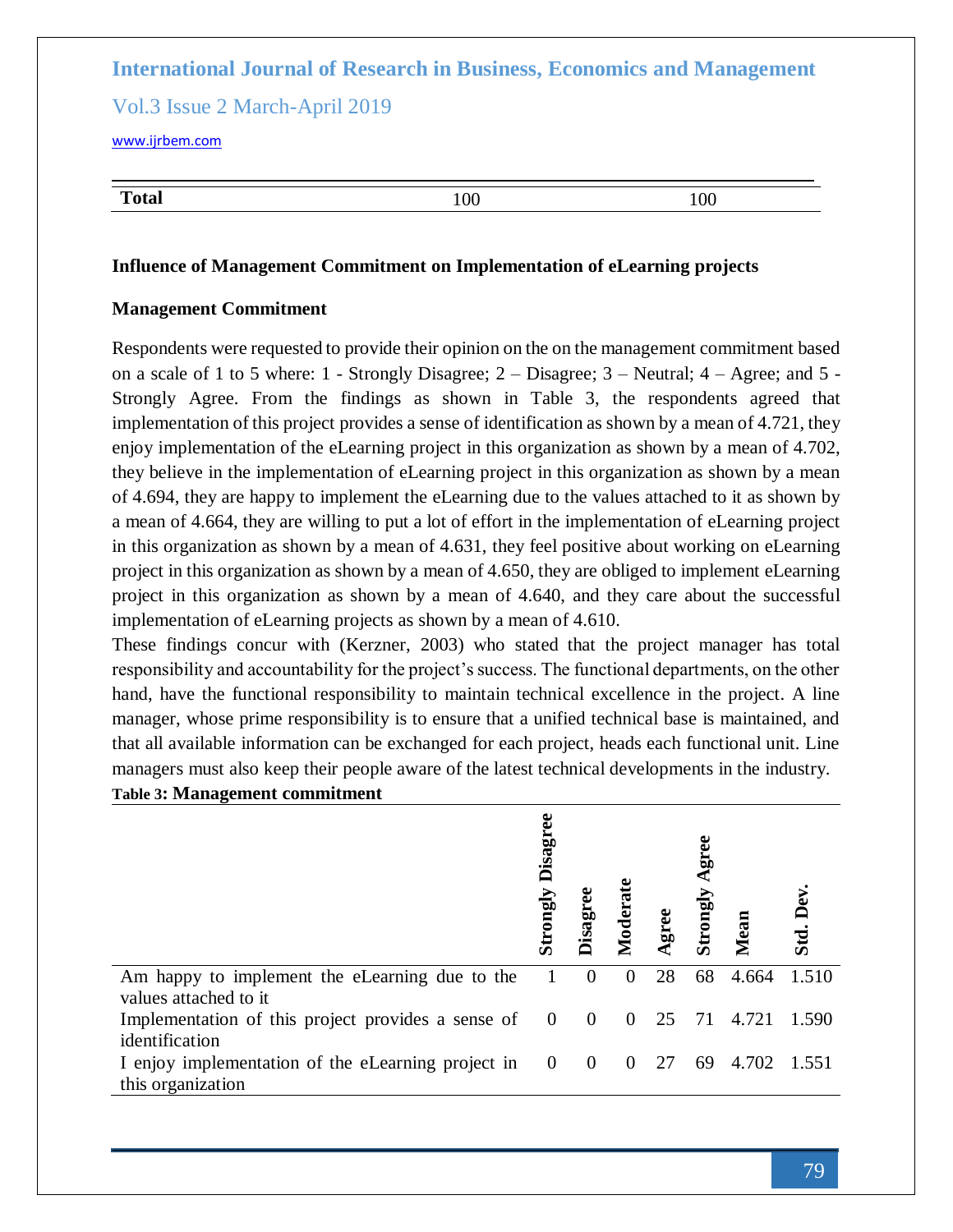| **Total** | 100 | 100 |
|---|---|---|

**Influence of Management Commitment on Implementation of eLearning projects**

**Management Commitment**

Respondents were requested to provide their opinion on the on the management commitment based on a scale of 1 to 5 where: 1 - Strongly Disagree; 2 – Disagree; 3 – Neutral; 4 – Agree; and 5 - Strongly Agree. From the findings as shown in Table 3, the respondents agreed that implementation of this project provides a sense of identification as shown by a mean of 4.721, they enjoy implementation of the eLearning project in this organization as shown by a mean of 4.702, they believe in the implementation of eLearning project in this organization as shown by a mean of 4.694, they are happy to implement the eLearning due to the values attached to it as shown by a mean of 4.664, they are willing to put a lot of effort in the implementation of eLearning project in this organization as shown by a mean of 4.631, they feel positive about working on eLearning project in this organization as shown by a mean of 4.650, they are obliged to implement eLearning project in this organization as shown by a mean of 4.640, and they care about the successful implementation of eLearning projects as shown by a mean of 4.610.

These findings concur with (Kerzner, 2003) who stated that the project manager has total responsibility and accountability for the project's success. The functional departments, on the other hand, have the functional responsibility to maintain technical excellence in the project. A line manager, whose prime responsibility is to ensure that a unified technical base is maintained, and that all available information can be exchanged for each project, heads each functional unit. Line managers must also keep their people aware of the latest technical developments in the industry.

**Table 3: Management commitment**

| | Strongly Disagree | Disagree | Moderate | Agree | Strongly Agree | Mean | Std. Dev. |
|---|---|---|---|---|---|---|---|
| Am happy to implement the eLearning due to the values attached to it | 1 | 0 | 0 | 28 | 68 | 4.664 | 1.510 |
| Implementation of this project provides a sense of identification | 0 | 0 | 0 | 25 | 71 | 4.721 | 1.590 |
| I enjoy implementation of the eLearning project in this organization | 0 | 0 | 0 | 27 | 69 | 4.702 | 1.551 |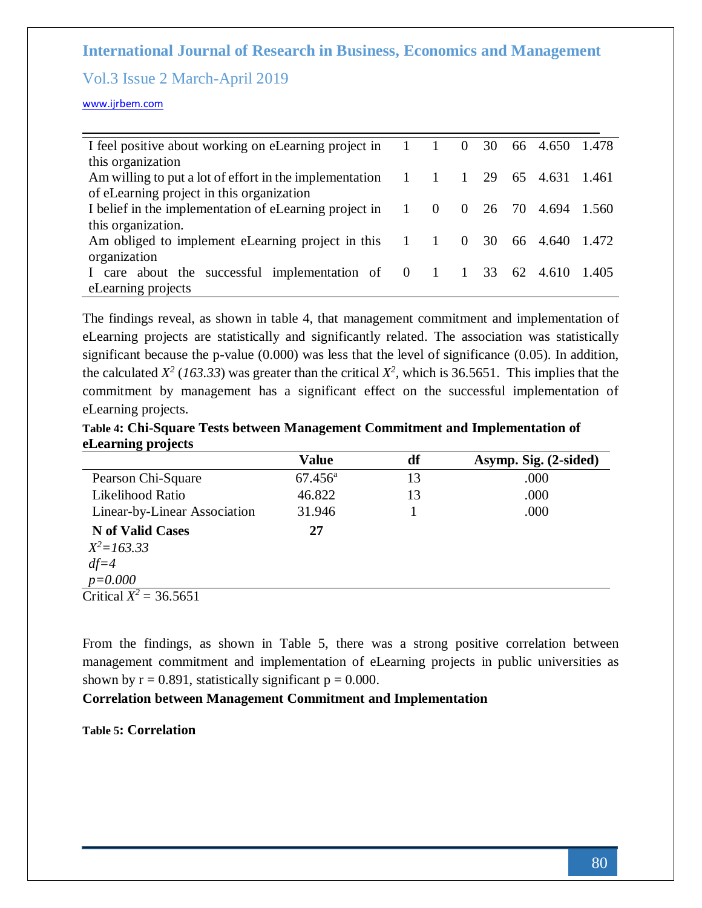| | | | | | | | |
|---|---|---|---|---|---|---|---|
| I feel positive about working on eLearning project in this organization | 1 | 1 | 0 | 30 | 66 | 4.650 | 1.478 |
| Am willing to put a lot of effort in the implementation of eLearning project in this organization | 1 | 1 | 1 | 29 | 65 | 4.631 | 1.461 |
| I belief in the implementation of eLearning project in this organization. | 1 | 0 | 0 | 26 | 70 | 4.694 | 1.560 |
| Am obliged to implement eLearning project in this organization | 1 | 1 | 0 | 30 | 66 | 4.640 | 1.472 |
| I care about the successful implementation of eLearning projects | 0 | 1 | 1 | 33 | 62 | 4.610 | 1.405 |

The findings reveal, as shown in table 4, that management commitment and implementation of eLearning projects are statistically and significantly related. The association was statistically significant because the p-value (0.000) was less that the level of significance (0.05). In addition, the calculated $X^2$ (*163.33*) was greater than the critical $X^2$, which is 36.5651. This implies that the commitment by management has a significant effect on the successful implementation of eLearning projects.

**Table 4: Chi-Square Tests between Management Commitment and Implementation of eLearning projects**

| | Value | df | Asymp. Sig. (2-sided) |
|---|---|---|---|
| Pearson Chi-Square | 67.456[a] | 13 | .000 |
| Likelihood Ratio | 46.822 | 13 | .000 |
| Linear-by-Linear Association | 31.946 | 1 | .000 |
| **N of Valid Cases** | **27** | | |

$X^2=163.33$
$df=4$
$p=0.000$

Critical $X^2$ = 36.5651

From the findings, as shown in Table 5, there was a strong positive correlation between management commitment and implementation of eLearning projects in public universities as shown by r = 0.891, statistically significant p = 0.000.

**Correlation between Management Commitment and Implementation**

**Table 5: Correlation**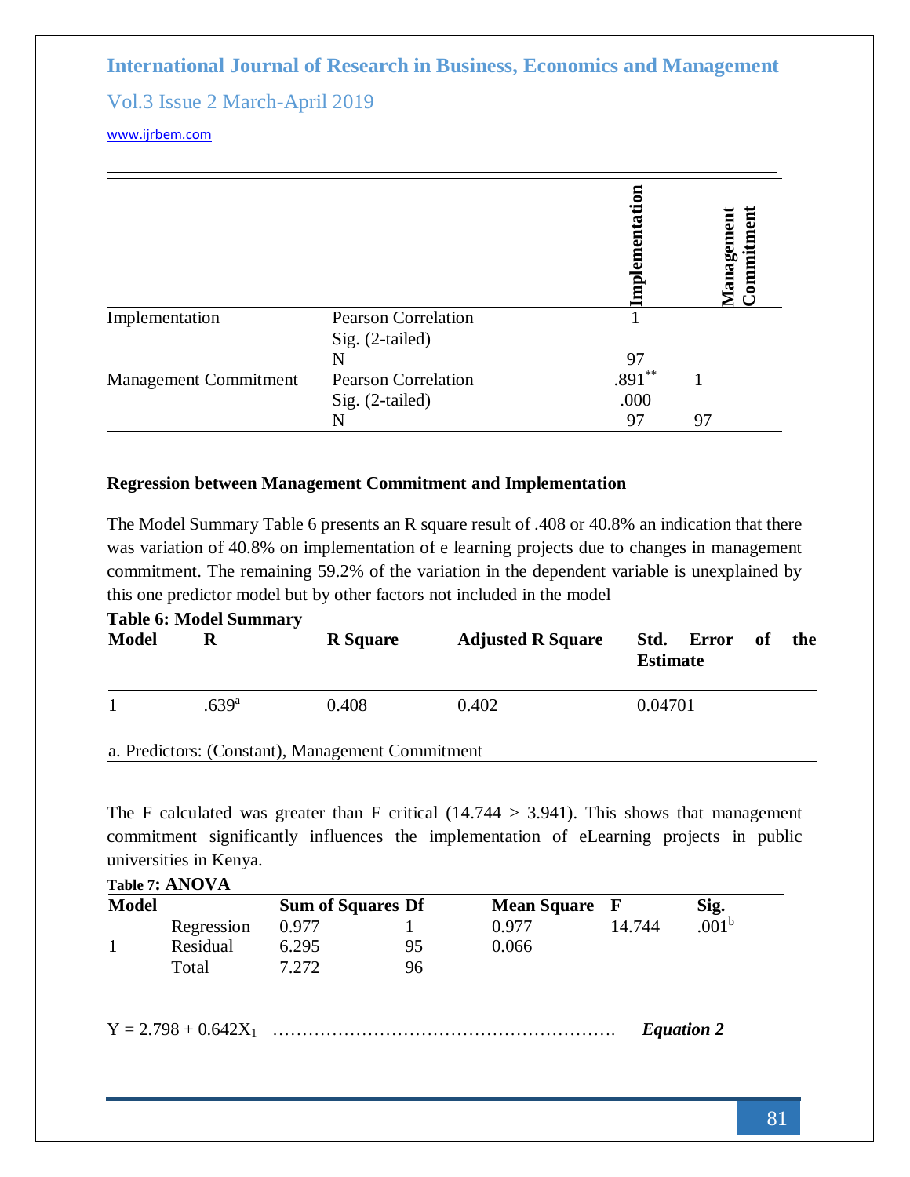| | | Implementation | Management Commitment |
|---|---|---|---|
| Implementation | Pearson Correlation | 1 | |
| | Sig. (2-tailed) | | |
| | N | 97 | |
| Management Commitment | Pearson Correlation | .891** | 1 |
| | Sig. (2-tailed) | .000 | |
| | N | 97 | 97 |

**Regression between Management Commitment and Implementation**

The Model Summary Table 6 presents an R square result of .408 or 40.8% an indication that there was variation of 40.8% on implementation of e learning projects due to changes in management commitment. The remaining 59.2% of the variation in the dependent variable is unexplained by this one predictor model but by other factors not included in the model

**Table 6: Model Summary**

| Model | R | R Square | Adjusted R Square | Std. Error of the Estimate |
|---|---|---|---|---|
| 1 | .639[a] | 0.408 | 0.402 | 0.04701 |

a. Predictors: (Constant), Management Commitment

The F calculated was greater than F critical (14.744 > 3.941). This shows that management commitment significantly influences the implementation of eLearning projects in public universities in Kenya.

**Table 7: ANOVA**

| Model | | Sum of Squares | Df | Mean Square | F | Sig. |
|---|---|---|---|---|---|---|
| 1 | Regression | 0.977 | 1 | 0.977 | 14.744 | .001[b] |
| | Residual | 6.295 | 95 | 0.066 | | |
| | Total | 7.272 | 96 | | | |

$Y = 2.798 + 0.642X_1$ …………………………………………………. ***Equation 2***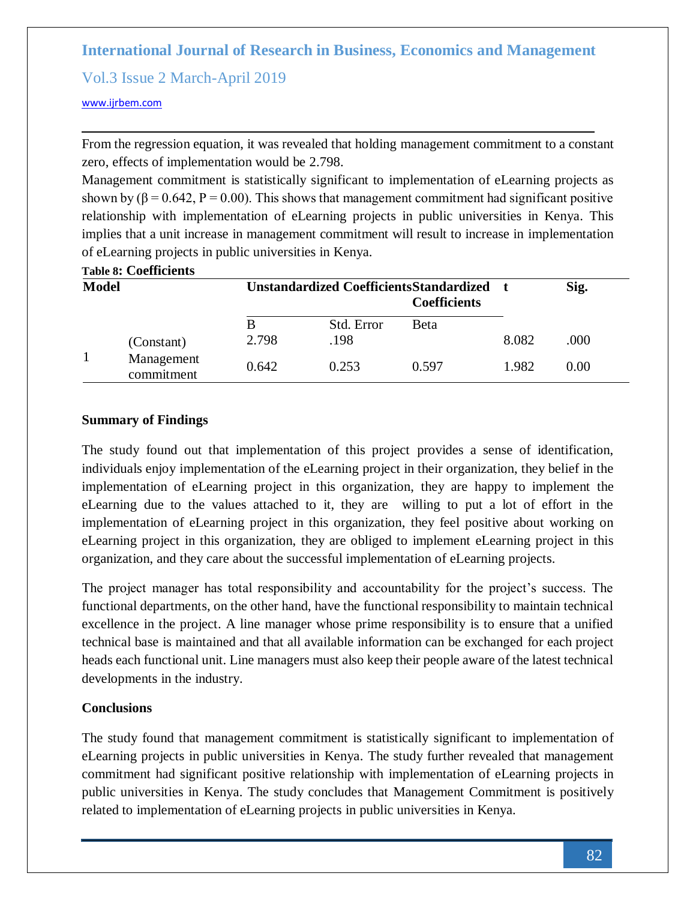From the regression equation, it was revealed that holding management commitment to a constant zero, effects of implementation would be 2.798.

Management commitment is statistically significant to implementation of eLearning projects as shown by ($\beta = 0.642$, $P = 0.00$). This shows that management commitment had significant positive relationship with implementation of eLearning projects in public universities in Kenya. This implies that a unit increase in management commitment will result to increase in implementation of eLearning projects in public universities in Kenya.

**Table 8: Coefficients**

| Model | | Unstandardized Coefficients | | Standardized Coefficients | t | Sig. |
|---|---|---|---|---|---|---|
| | | B | Std. Error | Beta | | |
| 1 | (Constant) | 2.798 | .198 | | 8.082 | .000 |
| | Management commitment | 0.642 | 0.253 | 0.597 | 1.982 | 0.00 |

**Summary of Findings**

The study found out that implementation of this project provides a sense of identification, individuals enjoy implementation of the eLearning project in their organization, they belief in the implementation of eLearning project in this organization, they are happy to implement the eLearning due to the values attached to it, they are willing to put a lot of effort in the implementation of eLearning project in this organization, they feel positive about working on eLearning project in this organization, they are obliged to implement eLearning project in this organization, and they care about the successful implementation of eLearning projects.

The project manager has total responsibility and accountability for the project's success. The functional departments, on the other hand, have the functional responsibility to maintain technical excellence in the project. A line manager whose prime responsibility is to ensure that a unified technical base is maintained and that all available information can be exchanged for each project heads each functional unit. Line managers must also keep their people aware of the latest technical developments in the industry.

**Conclusions**

The study found that management commitment is statistically significant to implementation of eLearning projects in public universities in Kenya. The study further revealed that management commitment had significant positive relationship with implementation of eLearning projects in public universities in Kenya. The study concludes that Management Commitment is positively related to implementation of eLearning projects in public universities in Kenya.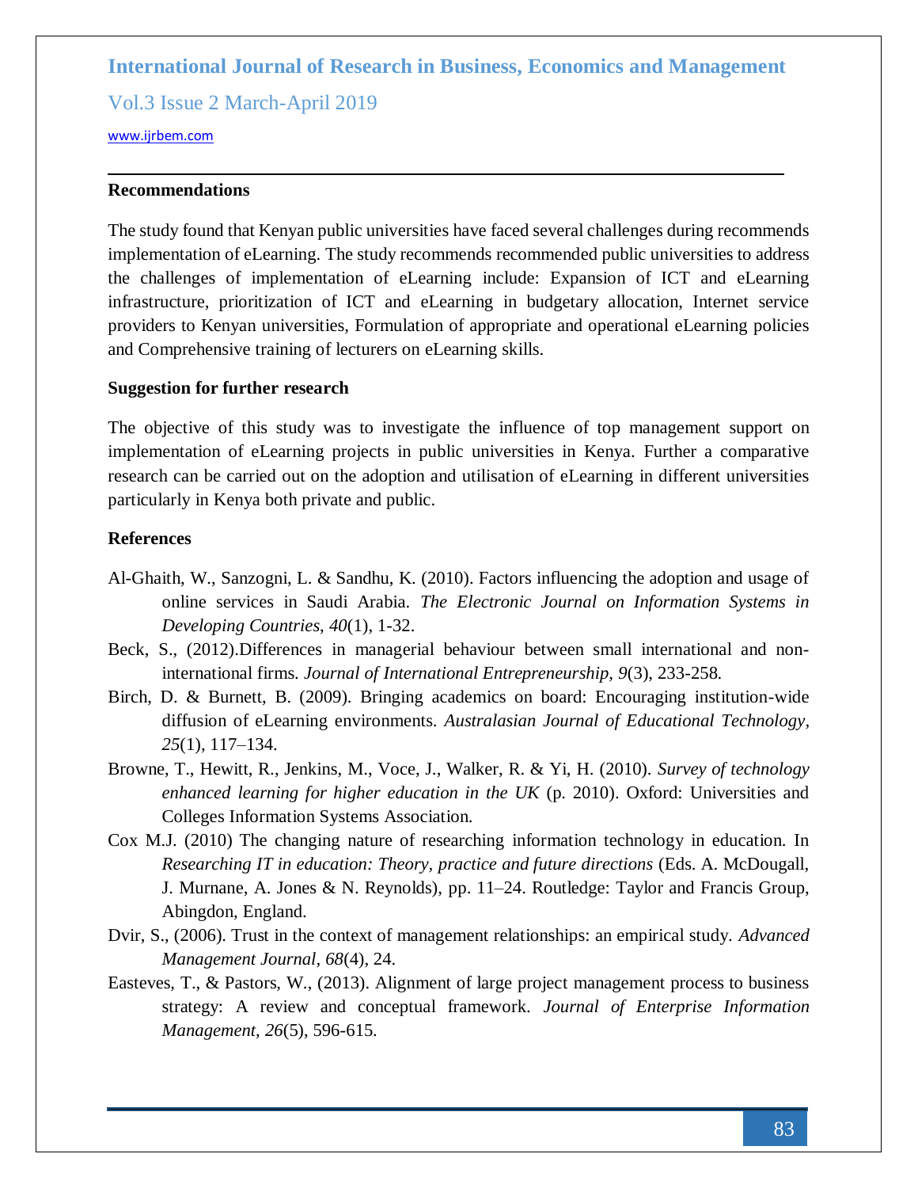## Recommendations

The study found that Kenyan public universities have faced several challenges during recommends implementation of eLearning. The study recommends recommended public universities to address the challenges of implementation of eLearning include: Expansion of ICT and eLearning infrastructure, prioritization of ICT and eLearning in budgetary allocation, Internet service providers to Kenyan universities, Formulation of appropriate and operational eLearning policies and Comprehensive training of lecturers on eLearning skills.

## Suggestion for further research

The objective of this study was to investigate the influence of top management support on implementation of eLearning projects in public universities in Kenya. Further a comparative research can be carried out on the adoption and utilisation of eLearning in different universities particularly in Kenya both private and public.

## References

Al-Ghaith, W., Sanzogni, L. & Sandhu, K. (2010). Factors influencing the adoption and usage of online services in Saudi Arabia. *The Electronic Journal on Information Systems in Developing Countries*, *40*(1), 1-32.

Beck, S., (2012).Differences in managerial behaviour between small international and non-international firms. *Journal of International Entrepreneurship, 9*(3), 233-258.

Birch, D. & Burnett, B. (2009). Bringing academics on board: Encouraging institution-wide diffusion of eLearning environments. *Australasian Journal of Educational Technology, 25*(1), 117–134.

Browne, T., Hewitt, R., Jenkins, M., Voce, J., Walker, R. & Yi, H. (2010). *Survey of technology enhanced learning for higher education in the UK* (p. 2010). Oxford: Universities and Colleges Information Systems Association.

Cox M.J. (2010) The changing nature of researching information technology in education. In *Researching IT in education: Theory, practice and future directions* (Eds. A. McDougall, J. Murnane, A. Jones & N. Reynolds), pp. 11–24. Routledge: Taylor and Francis Group, Abingdon, England.

Dvir, S., (2006). Trust in the context of management relationships: an empirical study. *Advanced Management Journal, 68*(4), 24.

Easteves, T., & Pastors, W., (2013). Alignment of large project management process to business strategy: A review and conceptual framework. *Journal of Enterprise Information Management, 26*(5), 596-615.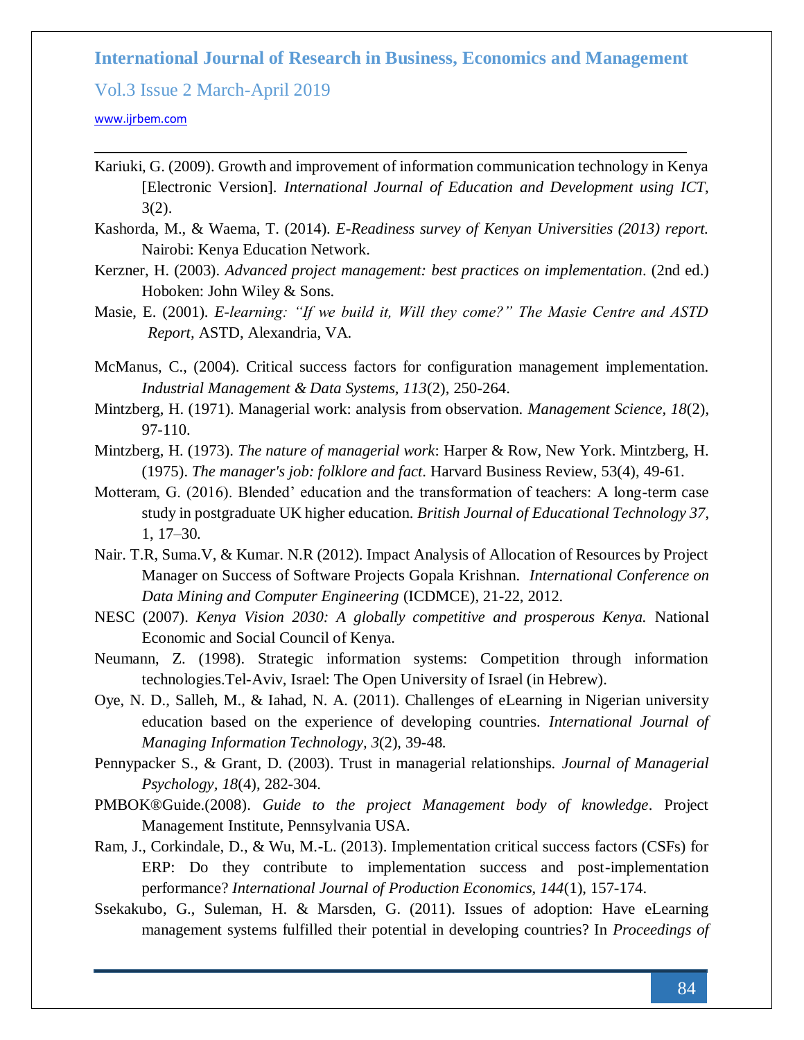Kariuki, G. (2009). Growth and improvement of information communication technology in Kenya [Electronic Version]. *International Journal of Education and Development using ICT*, 3(2).

Kashorda, M., & Waema, T. (2014). *E-Readiness survey of Kenyan Universities (2013) report.* Nairobi: Kenya Education Network.

Kerzner, H. (2003). *Advanced project management: best practices on implementation*. (2nd ed.) Hoboken: John Wiley & Sons.

Masie, E. (2001). *E-learning: "If we build it, Will they come?" The Masie Centre and ASTD Report,* ASTD, Alexandria, VA.

McManus, C., (2004). Critical success factors for configuration management implementation. *Industrial Management & Data Systems, 113*(2), 250-264.

Mintzberg, H. (1971). Managerial work: analysis from observation. *Management Science, 18*(2), 97-110.

Mintzberg, H. (1973). *The nature of managerial work*: Harper & Row, New York. Mintzberg, H. (1975). *The manager's job: folklore and fact*. Harvard Business Review, 53(4), 49-61.

Motteram, G. (2016). Blended' education and the transformation of teachers: A long-term case study in postgraduate UK higher education. *British Journal of Educational Technology 37*, 1, 17–30.

Nair. T.R, Suma.V, & Kumar. N.R (2012). Impact Analysis of Allocation of Resources by Project Manager on Success of Software Projects Gopala Krishnan. *International Conference on Data Mining and Computer Engineering* (ICDMCE), 21-22, 2012.

NESC (2007). *Kenya Vision 2030: A globally competitive and prosperous Kenya.* National Economic and Social Council of Kenya.

Neumann, Z. (1998). Strategic information systems: Competition through information technologies.Tel-Aviv, Israel: The Open University of Israel (in Hebrew).

Oye, N. D., Salleh, M., & Iahad, N. A. (2011). Challenges of eLearning in Nigerian university education based on the experience of developing countries. *International Journal of Managing Information Technology, 3*(2), 39-48.

Pennypacker S., & Grant, D. (2003). Trust in managerial relationships. *Journal of Managerial Psychology*, *18*(4), 282-304.

PMBOK®Guide.(2008). *Guide to the project Management body of knowledge*. Project Management Institute, Pennsylvania USA.

Ram, J., Corkindale, D., & Wu, M.-L. (2013). Implementation critical success factors (CSFs) for ERP: Do they contribute to implementation success and post-implementation performance? *International Journal of Production Economics, 144*(1), 157-174.

Ssekakubo, G., Suleman, H. & Marsden, G. (2011). Issues of adoption: Have eLearning management systems fulfilled their potential in developing countries? In *Proceedings of*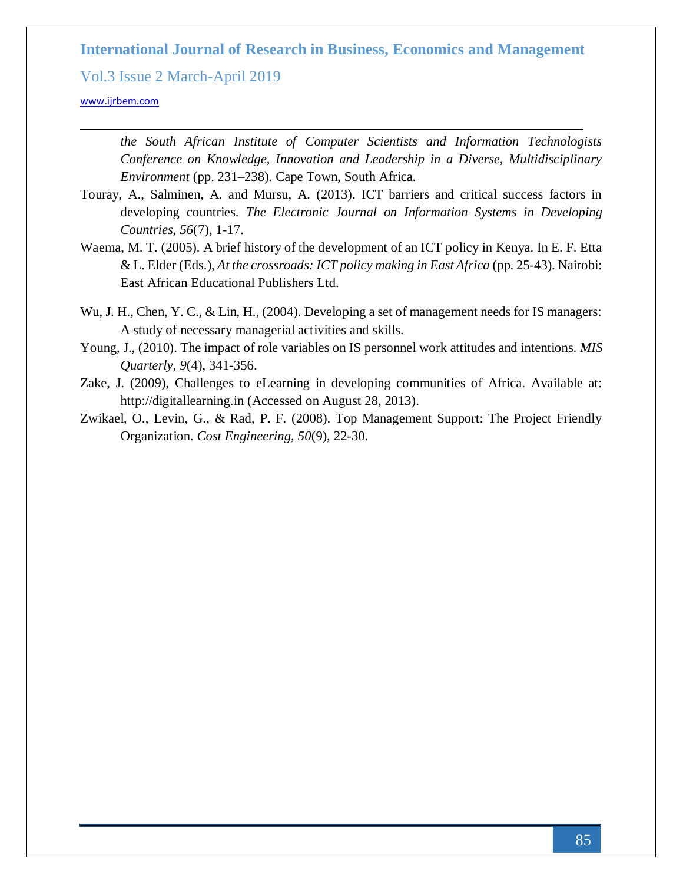*the South African Institute of Computer Scientists and Information Technologists Conference on Knowledge, Innovation and Leadership in a Diverse, Multidisciplinary Environment* (pp. 231–238). Cape Town, South Africa.

Touray, A., Salminen, A. and Mursu, A. (2013). ICT barriers and critical success factors in developing countries. *The Electronic Journal on Information Systems in Developing Countries*, *56*(7), 1-17.

Waema, M. T. (2005). A brief history of the development of an ICT policy in Kenya. In E. F. Etta & L. Elder (Eds.), *At the crossroads: ICT policy making in East Africa* (pp. 25-43). Nairobi: East African Educational Publishers Ltd.

Wu, J. H., Chen, Y. C., & Lin, H., (2004). Developing a set of management needs for IS managers: A study of necessary managerial activities and skills.

Young, J., (2010). The impact of role variables on IS personnel work attitudes and intentions. *MIS Quarterly*, *9*(4), 341-356.

Zake, J. (2009), Challenges to eLearning in developing communities of Africa. Available at: http://digitallearning.in (Accessed on August 28, 2013).

Zwikael, O., Levin, G., & Rad, P. F. (2008). Top Management Support: The Project Friendly Organization. *Cost Engineering*, *50*(9), 22-30.